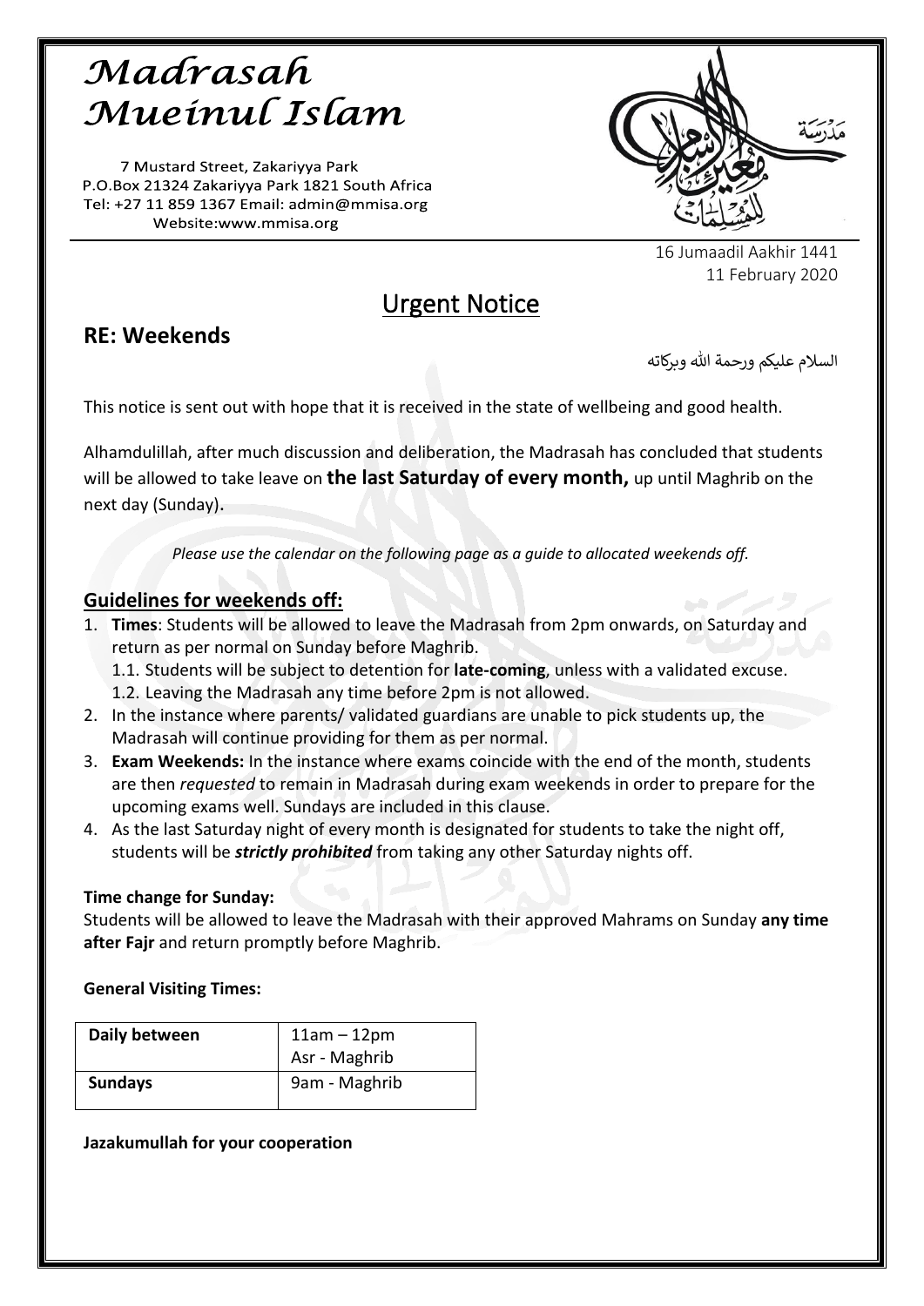# Madrasah Mueinul Islam

7 Mustard Street, Zakariyya Park
P.O.Box 21324 Zakariyya Park 1821 South Africa
Tel: +27 11 859 1367 Email: admin@mmisa.org
Website:www.mmisa.org

مَدْرَسَة معين الإسلام للمسلمات

16 Jumaadil Aakhir 1441
11 February 2020

# Urgent Notice

## RE: Weekends

السلام عليكم ورحمة الله وبركاته

This notice is sent out with hope that it is received in the state of wellbeing and good health.

Alhamdulillah, after much discussion and deliberation, the Madrasah has concluded that students will be allowed to take leave on **the last Saturday of every month,** up until Maghrib on the next day (Sunday).

*Please use the calendar on the following page as a guide to allocated weekends off.*

### Guidelines for weekends off:

1. **Times**: Students will be allowed to leave the Madrasah from 2pm onwards, on Saturday and return as per normal on Sunday before Maghrib.
   1.1. Students will be subject to detention for **late-coming**, unless with a validated excuse.
   1.2. Leaving the Madrasah any time before 2pm is not allowed.
2. In the instance where parents/ validated guardians are unable to pick students up, the Madrasah will continue providing for them as per normal.
3. **Exam Weekends:** In the instance where exams coincide with the end of the month, students are then *requested* to remain in Madrasah during exam weekends in order to prepare for the upcoming exams well. Sundays are included in this clause.
4. As the last Saturday night of every month is designated for students to take the night off, students will be ***strictly prohibited*** from taking any other Saturday nights off.

**Time change for Sunday:**

Students will be allowed to leave the Madrasah with their approved Mahrams on Sunday **any time after Fajr** and return promptly before Maghrib.

**General Visiting Times:**

| Daily between | 11am – 12pm<br>Asr - Maghrib |
|---|---|
| **Sundays** | 9am - Maghrib |

**Jazakumullah for your cooperation**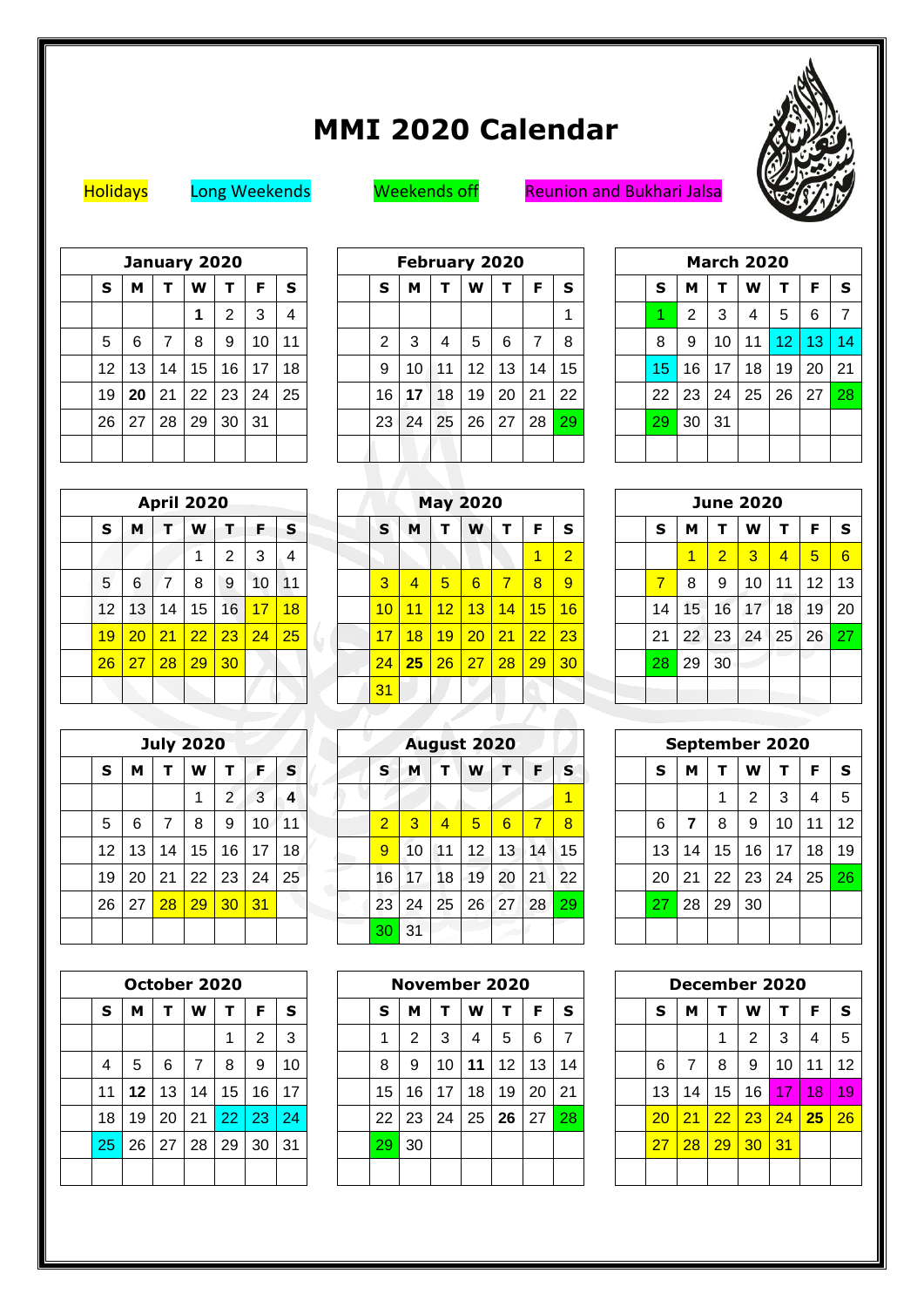# MMI 2020 Calendar

Holidays | Long Weekends | Weekends off | Reunion and Bukhari Jalsa

| January 2020 | | | | | | |
|---|---|---|---|---|---|---|
| S | M | T | W | T | F | S |
| | | | **1** | 2 | 3 | 4 |
| 5 | 6 | 7 | 8 | 9 | 10 | 11 |
| 12 | 13 | 14 | 15 | 16 | 17 | 18 |
| 19 | **20** | 21 | 22 | 23 | 24 | 25 |
| 26 | 27 | 28 | 29 | 30 | 31 | |

| February 2020 | | | | | | |
|---|---|---|---|---|---|---|
| S | M | T | W | T | F | S |
| | | | | | | 1 |
| 2 | 3 | 4 | 5 | 6 | 7 | 8 |
| 9 | 10 | 11 | 12 | 13 | 14 | 15 |
| 16 | **17** | 18 | 19 | 20 | 21 | 22 |
| 23 | 24 | 25 | 26 | 27 | 28 | 29 |

| March 2020 | | | | | | |
|---|---|---|---|---|---|---|
| S | M | T | W | T | F | S |
| 1 | 2 | 3 | 4 | 5 | 6 | 7 |
| 8 | 9 | 10 | 11 | 12 | 13 | 14 |
| 15 | 16 | 17 | 18 | 19 | 20 | 21 |
| 22 | 23 | 24 | 25 | 26 | 27 | 28 |
| 29 | 30 | 31 | | | | |

| April 2020 | | | | | | |
|---|---|---|---|---|---|---|
| S | M | T | W | T | F | S |
| | | | 1 | 2 | 3 | 4 |
| 5 | 6 | 7 | 8 | 9 | 10 | 11 |
| 12 | 13 | 14 | 15 | 16 | 17 | 18 |
| 19 | 20 | 21 | 22 | 23 | 24 | 25 |
| 26 | 27 | 28 | 29 | 30 | | |

| May 2020 | | | | | | |
|---|---|---|---|---|---|---|
| S | M | T | W | T | F | S |
| | | | | | 1 | 2 |
| 3 | 4 | 5 | 6 | 7 | 8 | 9 |
| 10 | 11 | 12 | 13 | 14 | 15 | 16 |
| 17 | 18 | 19 | 20 | 21 | 22 | 23 |
| 24 | **25** | 26 | 27 | 28 | 29 | 30 |
| 31 | | | | | | |

| June 2020 | | | | | | |
|---|---|---|---|---|---|---|
| S | M | T | W | T | F | S |
| | 1 | 2 | 3 | 4 | 5 | 6 |
| 7 | 8 | 9 | 10 | 11 | 12 | 13 |
| 14 | 15 | 16 | 17 | 18 | 19 | 20 |
| 21 | 22 | 23 | 24 | 25 | 26 | 27 |
| 28 | 29 | 30 | | | | |

| July 2020 | | | | | | |
|---|---|---|---|---|---|---|
| S | M | T | W | T | F | S |
| | | | 1 | 2 | 3 | **4** |
| 5 | 6 | 7 | 8 | 9 | 10 | 11 |
| 12 | 13 | 14 | 15 | 16 | 17 | 18 |
| 19 | 20 | 21 | 22 | 23 | 24 | 25 |
| 26 | 27 | 28 | 29 | 30 | 31 | |

| August 2020 | | | | | | |
|---|---|---|---|---|---|---|
| S | M | T | W | T | F | S |
| | | | | | | 1 |
| 2 | 3 | 4 | 5 | 6 | 7 | 8 |
| 9 | 10 | 11 | 12 | 13 | 14 | 15 |
| 16 | 17 | 18 | 19 | 20 | 21 | 22 |
| 23 | 24 | 25 | 26 | 27 | 28 | 29 |
| 30 | 31 | | | | | |

| September 2020 | | | | | | |
|---|---|---|---|---|---|---|
| S | M | T | W | T | F | S |
| | | 1 | 2 | 3 | 4 | 5 |
| 6 | **7** | 8 | 9 | 10 | 11 | 12 |
| 13 | 14 | 15 | 16 | 17 | 18 | 19 |
| 20 | 21 | 22 | 23 | 24 | 25 | 26 |
| 27 | 28 | 29 | 30 | | | |

| October 2020 | | | | | | |
|---|---|---|---|---|---|---|
| S | M | T | W | T | F | S |
| | | | | 1 | 2 | 3 |
| 4 | 5 | 6 | 7 | 8 | 9 | 10 |
| 11 | **12** | 13 | 14 | 15 | 16 | 17 |
| 18 | 19 | 20 | 21 | 22 | 23 | 24 |
| 25 | 26 | 27 | 28 | 29 | 30 | 31 |

| November 2020 | | | | | | |
|---|---|---|---|---|---|---|
| S | M | T | W | T | F | S |
| 1 | 2 | 3 | 4 | 5 | 6 | 7 |
| 8 | 9 | 10 | **11** | 12 | 13 | 14 |
| 15 | 16 | 17 | 18 | 19 | 20 | 21 |
| 22 | 23 | 24 | 25 | **26** | 27 | 28 |
| 29 | 30 | | | | | |

| December 2020 | | | | | | |
|---|---|---|---|---|---|---|
| S | M | T | W | T | F | S |
| | | 1 | 2 | 3 | 4 | 5 |
| 6 | 7 | 8 | 9 | 10 | 11 | 12 |
| 13 | 14 | 15 | 16 | 17 | 18 | 19 |
| 20 | 21 | 22 | 23 | 24 | **25** | 26 |
| 27 | 28 | 29 | 30 | 31 | | |